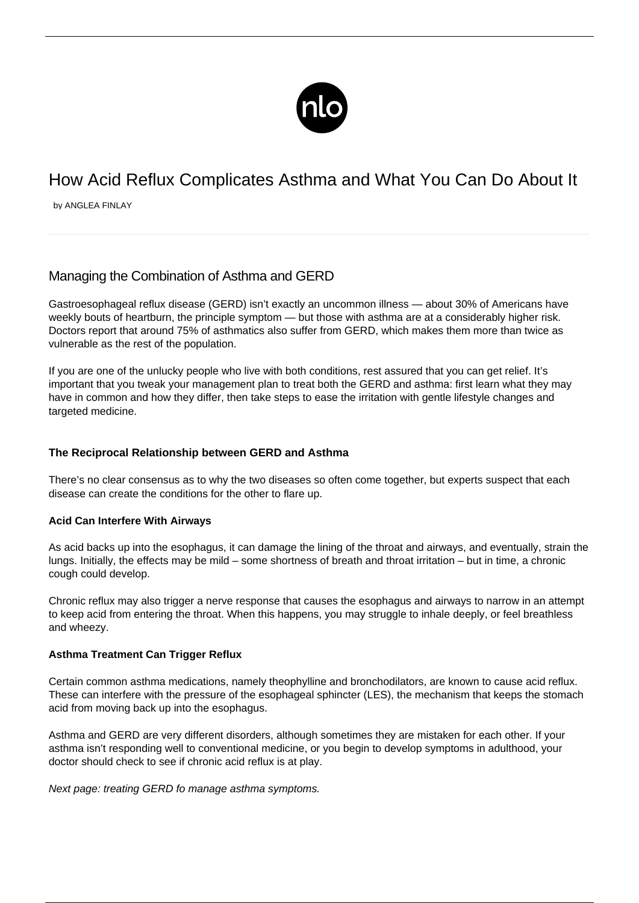# How Acid Reflux Complicates Asthma and What You Can Do About It

by ANGLEA FINLAY

## Managing the Combination of Asthma and GERD

Gastroesophageal reflux disease (GERD) isn't exactly an uncommon illness — about 30% of Americans have weekly bouts of heartburn, the principle symptom — but those with asthma are at a considerably higher risk. Doctors report that around 75% of asthmatics also suffer from GERD, which makes them more than twice as vulnerable as the rest of the population.

If you are one of the unlucky people who live with both conditions, rest assured that you can get relief. It's important that you tweak your management plan to treat both the GERD and asthma: first learn what they may have in common and how they differ, then take steps to ease the irritation with gentle lifestyle changes and targeted medicine.

### The Reciprocal Relationship between GERD and Asthma

There's no clear consensus as to why the two diseases so often come together, but experts suspect that each disease can create the conditions for the other to flare up.

#### Acid Can Interfere With Airways

As acid backs up into the esophagus, it can damage the lining of the throat and airways, and eventually, strain the lungs. Initially, the effects may be mild – some shortness of breath and throat irritation – but in time, a chronic cough could develop.

Chronic reflux may also trigger a nerve response that causes the esophagus and airways to narrow in an attempt to keep acid from entering the throat. When this happens, you may struggle to inhale deeply, or feel breathless and wheezy.

#### Asthma Treatment Can Trigger Reflux

Certain common asthma medications, namely theophylline and bronchodilators, are known to cause acid reflux. These can interfere with the pressure of the esophageal sphincter (LES), the mechanism that keeps the stomach acid from moving back up into the esophagus.

Asthma and GERD are very different disorders, although sometimes they are mistaken for each other. If your asthma isn't responding well to conventional medicine, or you begin to develop symptoms in adulthood, your doctor should check to see if chronic acid reflux is at play.

*Next page: treating GERD fo manage asthma symptoms.*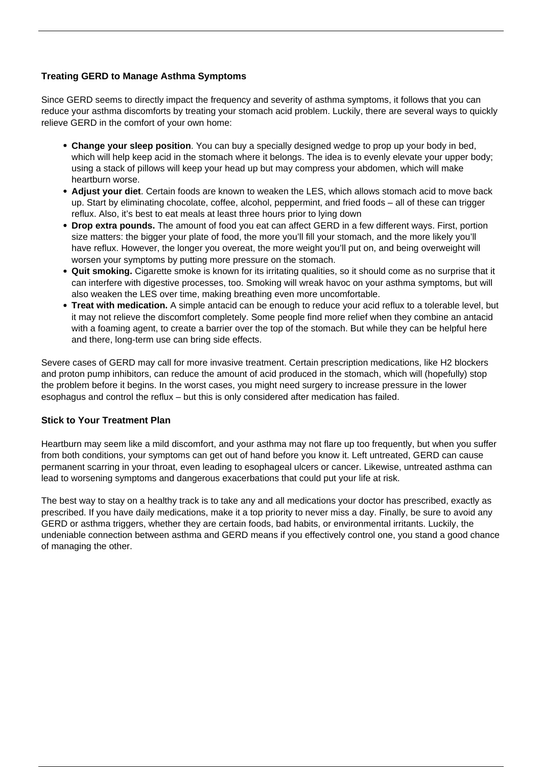### Treating GERD to Manage Asthma Symptoms

Since GERD seems to directly impact the frequency and severity of asthma symptoms, it follows that you can reduce your asthma discomforts by treating your stomach acid problem. Luckily, there are several ways to quickly relieve GERD in the comfort of your own home:

- **Change your sleep position**. You can buy a specially designed wedge to prop up your body in bed, which will help keep acid in the stomach where it belongs. The idea is to evenly elevate your upper body; using a stack of pillows will keep your head up but may compress your abdomen, which will make heartburn worse.
- **Adjust your diet**. Certain foods are known to weaken the LES, which allows stomach acid to move back up. Start by eliminating chocolate, coffee, alcohol, peppermint, and fried foods – all of these can trigger reflux. Also, it's best to eat meals at least three hours prior to lying down
- **Drop extra pounds.** The amount of food you eat can affect GERD in a few different ways. First, portion size matters: the bigger your plate of food, the more you'll fill your stomach, and the more likely you'll have reflux. However, the longer you overeat, the more weight you'll put on, and being overweight will worsen your symptoms by putting more pressure on the stomach.
- **Quit smoking.** Cigarette smoke is known for its irritating qualities, so it should come as no surprise that it can interfere with digestive processes, too. Smoking will wreak havoc on your asthma symptoms, but will also weaken the LES over time, making breathing even more uncomfortable.
- **Treat with medication.** A simple antacid can be enough to reduce your acid reflux to a tolerable level, but it may not relieve the discomfort completely. Some people find more relief when they combine an antacid with a foaming agent, to create a barrier over the top of the stomach. But while they can be helpful here and there, long-term use can bring side effects.

Severe cases of GERD may call for more invasive treatment. Certain prescription medications, like H2 blockers and proton pump inhibitors, can reduce the amount of acid produced in the stomach, which will (hopefully) stop the problem before it begins. In the worst cases, you might need surgery to increase pressure in the lower esophagus and control the reflux – but this is only considered after medication has failed.

### Stick to Your Treatment Plan

Heartburn may seem like a mild discomfort, and your asthma may not flare up too frequently, but when you suffer from both conditions, your symptoms can get out of hand before you know it. Left untreated, GERD can cause permanent scarring in your throat, even leading to esophageal ulcers or cancer. Likewise, untreated asthma can lead to worsening symptoms and dangerous exacerbations that could put your life at risk.

The best way to stay on a healthy track is to take any and all medications your doctor has prescribed, exactly as prescribed. If you have daily medications, make it a top priority to never miss a day. Finally, be sure to avoid any GERD or asthma triggers, whether they are certain foods, bad habits, or environmental irritants. Luckily, the undeniable connection between asthma and GERD means if you effectively control one, you stand a good chance of managing the other.